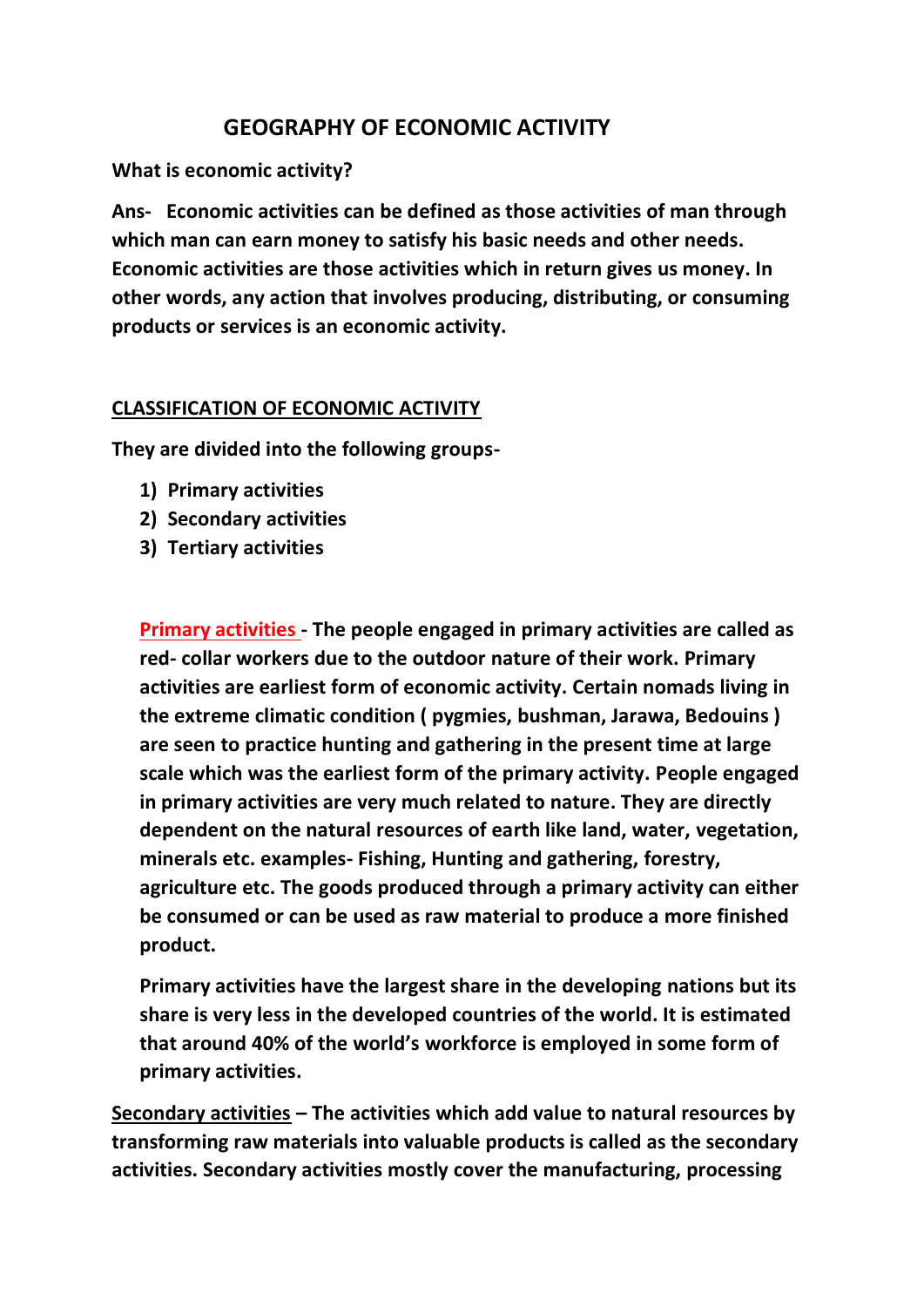# GEOGRAPHY OF ECONOMIC ACTIVITY

**What is economic activity?**

**Ans- Economic activities can be defined as those activities of man through which man can earn money to satisfy his basic needs and other needs. Economic activities are those activities which in return gives us money. In other words, any action that involves producing, distributing, or consuming products or services is an economic activity.**

## CLASSIFICATION OF ECONOMIC ACTIVITY

**They are divided into the following groups-**

1) **Primary activities**
2) **Secondary activities**
3) **Tertiary activities**

**Primary activities - The people engaged in primary activities are called as red- collar workers due to the outdoor nature of their work. Primary activities are earliest form of economic activity. Certain nomads living in the extreme climatic condition ( pygmies, bushman, Jarawa, Bedouins ) are seen to practice hunting and gathering in the present time at large scale which was the earliest form of the primary activity. People engaged in primary activities are very much related to nature. They are directly dependent on the natural resources of earth like land, water, vegetation, minerals etc. examples- Fishing, Hunting and gathering, forestry, agriculture etc. The goods produced through a primary activity can either be consumed or can be used as raw material to produce a more finished product.**

**Primary activities have the largest share in the developing nations but its share is very less in the developed countries of the world. It is estimated that around 40% of the world's workforce is employed in some form of primary activities.**

**Secondary activities – The activities which add value to natural resources by transforming raw materials into valuable products is called as the secondary activities. Secondary activities mostly cover the manufacturing, processing**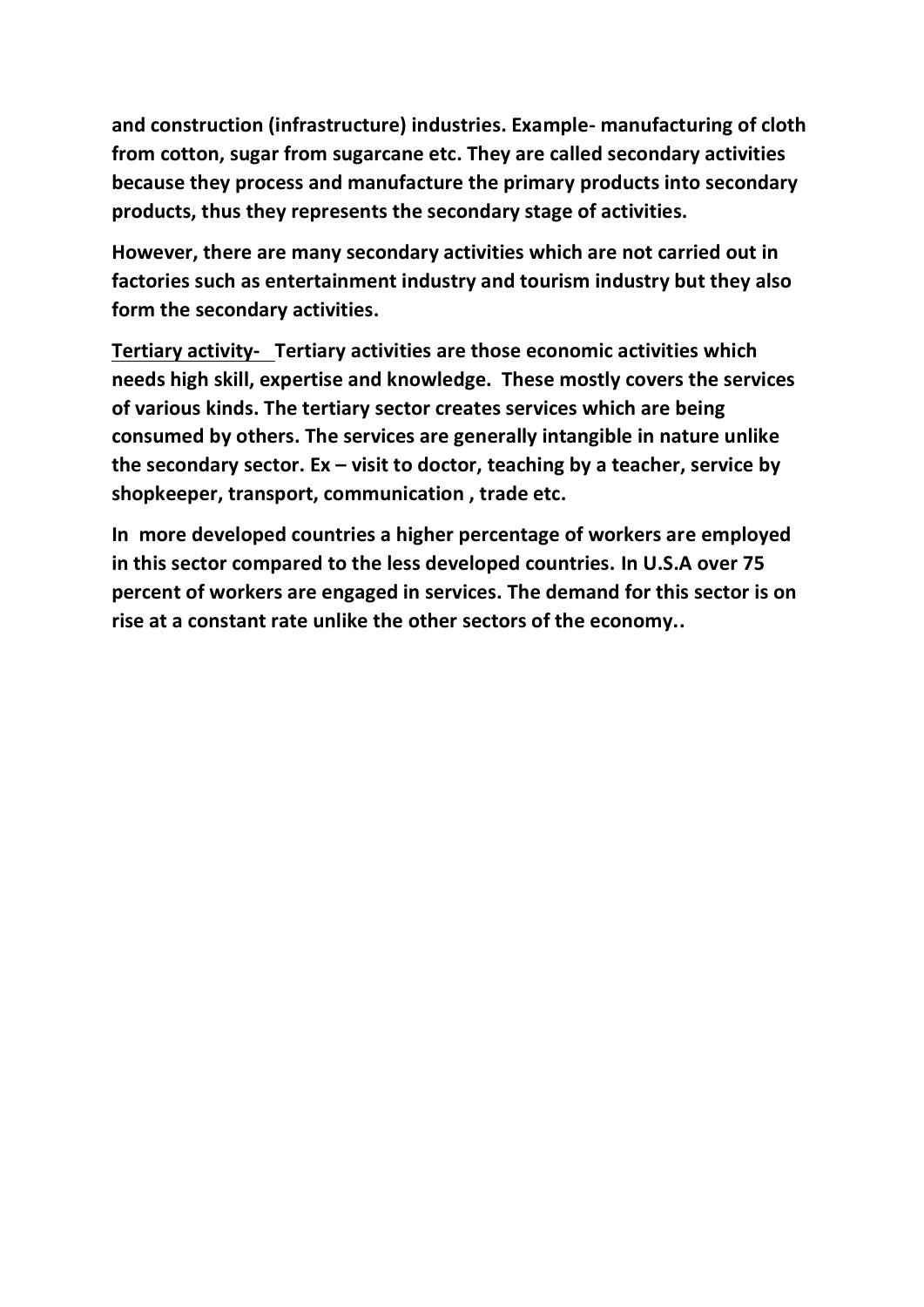**and construction (infrastructure) industries. Example- manufacturing of cloth from cotton, sugar from sugarcane etc. They are called secondary activities because they process and manufacture the primary products into secondary products, thus they represents the secondary stage of activities.**

**However, there are many secondary activities which are not carried out in factories such as entertainment industry and tourism industry but they also form the secondary activities.**

**<u>Tertiary activity-</u> Tertiary activities are those economic activities which needs high skill, expertise and knowledge. These mostly covers the services of various kinds. The tertiary sector creates services which are being consumed by others. The services are generally intangible in nature unlike the secondary sector. Ex – visit to doctor, teaching by a teacher, service by shopkeeper, transport, communication , trade etc.**

**In more developed countries a higher percentage of workers are employed in this sector compared to the less developed countries. In U.S.A over 75 percent of workers are engaged in services. The demand for this sector is on rise at a constant rate unlike the other sectors of the economy..**